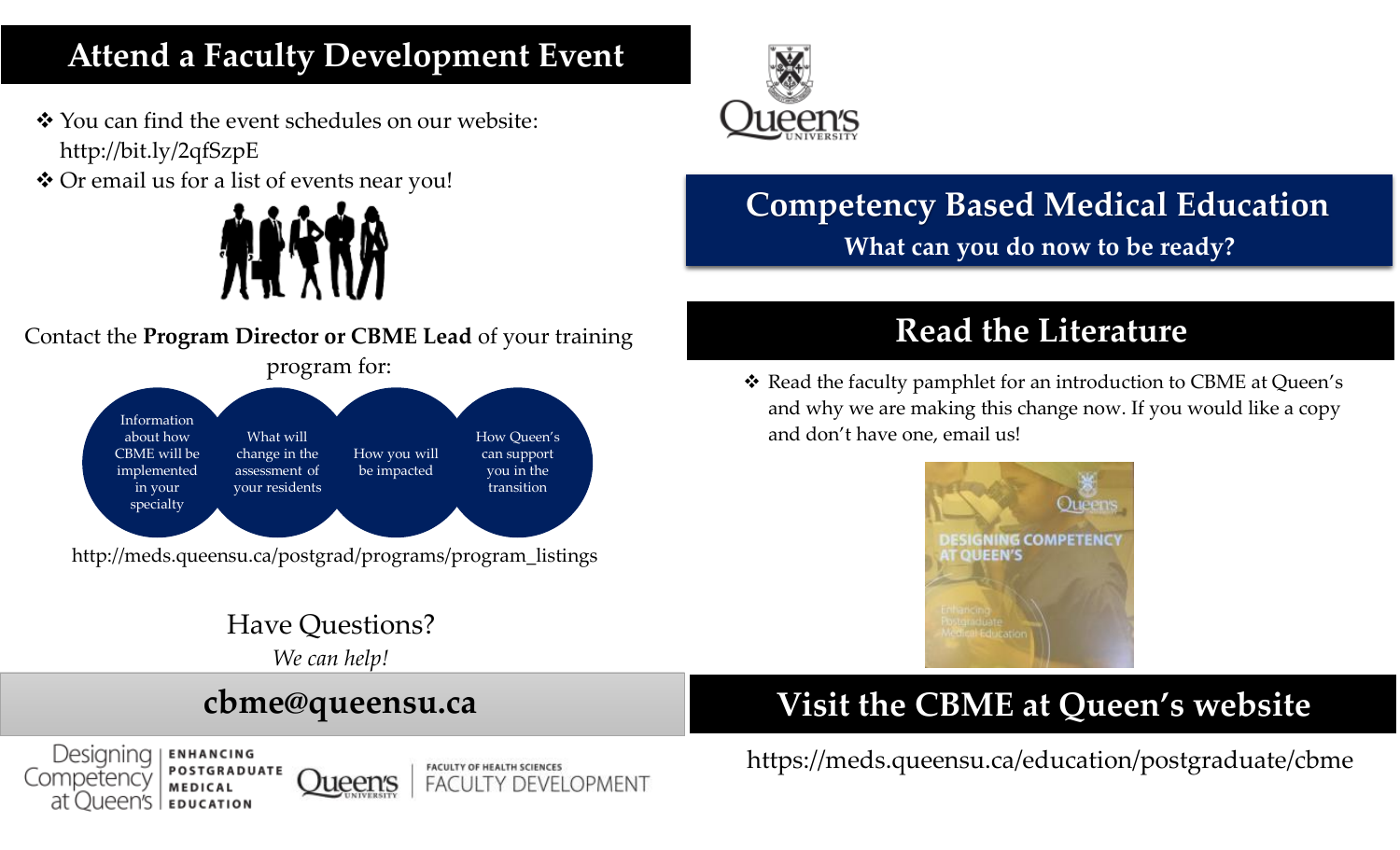## Attend a Faculty Development Event

- You can find the event schedules on our website: http://bit.ly/2qfSzpE
- Or email us for a list of events near you!

Contact the **Program Director or CBME Lead** of your training program for:

- Information about how CBME will be implemented in your specialty
- What will change in the assessment of your residents
- How you will be impacted
- How Queen's can support you in the transition

http://meds.queensu.ca/postgrad/programs/program_listings

Have Questions?

*We can help!*

**cbme@queensu.ca**

Designing Competency at Queen's | ENHANCING POSTGRADUATE MEDICAL EDUCATION

Queen's University | FACULTY OF HEALTH SCIENCES FACULTY DEVELOPMENT

Queen's University

# Competency Based Medical Education

**What can you do now to be ready?**

## Read the Literature

- Read the faculty pamphlet for an introduction to CBME at Queen's and why we are making this change now. If you would like a copy and don't have one, email us!

Queen's

DESIGNING COMPETENCY AT QUEEN'S

Enhancing Postgraduate Medical Education

## Visit the CBME at Queen's website

https://meds.queensu.ca/education/postgraduate/cbme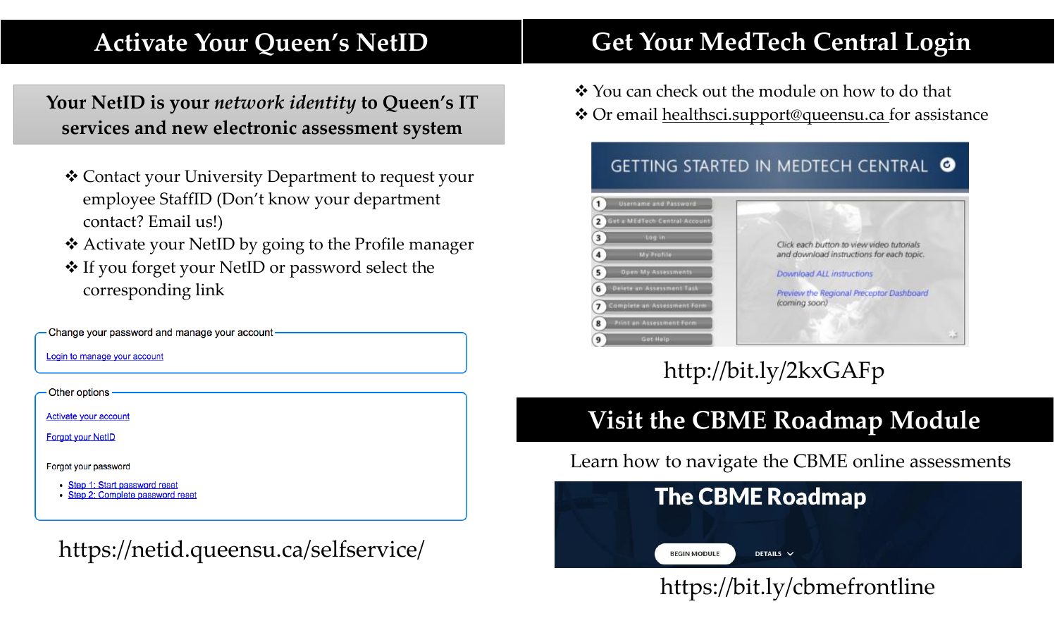## Activate Your Queen's NetID

**Your NetID is your *network identity* to Queen's IT services and new electronic assessment system**

- Contact your University Department to request your employee StaffID (Don't know your department contact? Email us!)
- Activate your NetID by going to the Profile manager
- If you forget your NetID or password select the corresponding link

Change your password and manage your account

Login to manage your account

Other options

Activate your account

Forgot your NetID

Forgot your password

- Step 1: Start password reset
- Step 2: Complete password reset

https://netid.queensu.ca/selfservice/

## Get Your MedTech Central Login

- You can check out the module on how to do that
- Or email healthsci.support@queensu.ca for assistance

GETTING STARTED IN MEDTECH CENTRAL

1. Username and Password
2. Get a MEdTech Central Account
3. Log in
4. My Profile
5. Open My Assessments
6. Delete an Assessment Task
7. Complete an Assessment Form
8. Print an Assessment Form
9. Get Help

Click each button to view video tutorials and download instructions for each topic.

Download ALL instructions

Preview the Regional Preceptor Dashboard (coming soon)

http://bit.ly/2kxGAFp

## Visit the CBME Roadmap Module

Learn how to navigate the CBME online assessments

The CBME Roadmap

BEGIN MODULE

DETAILS

https://bit.ly/cbmefrontline